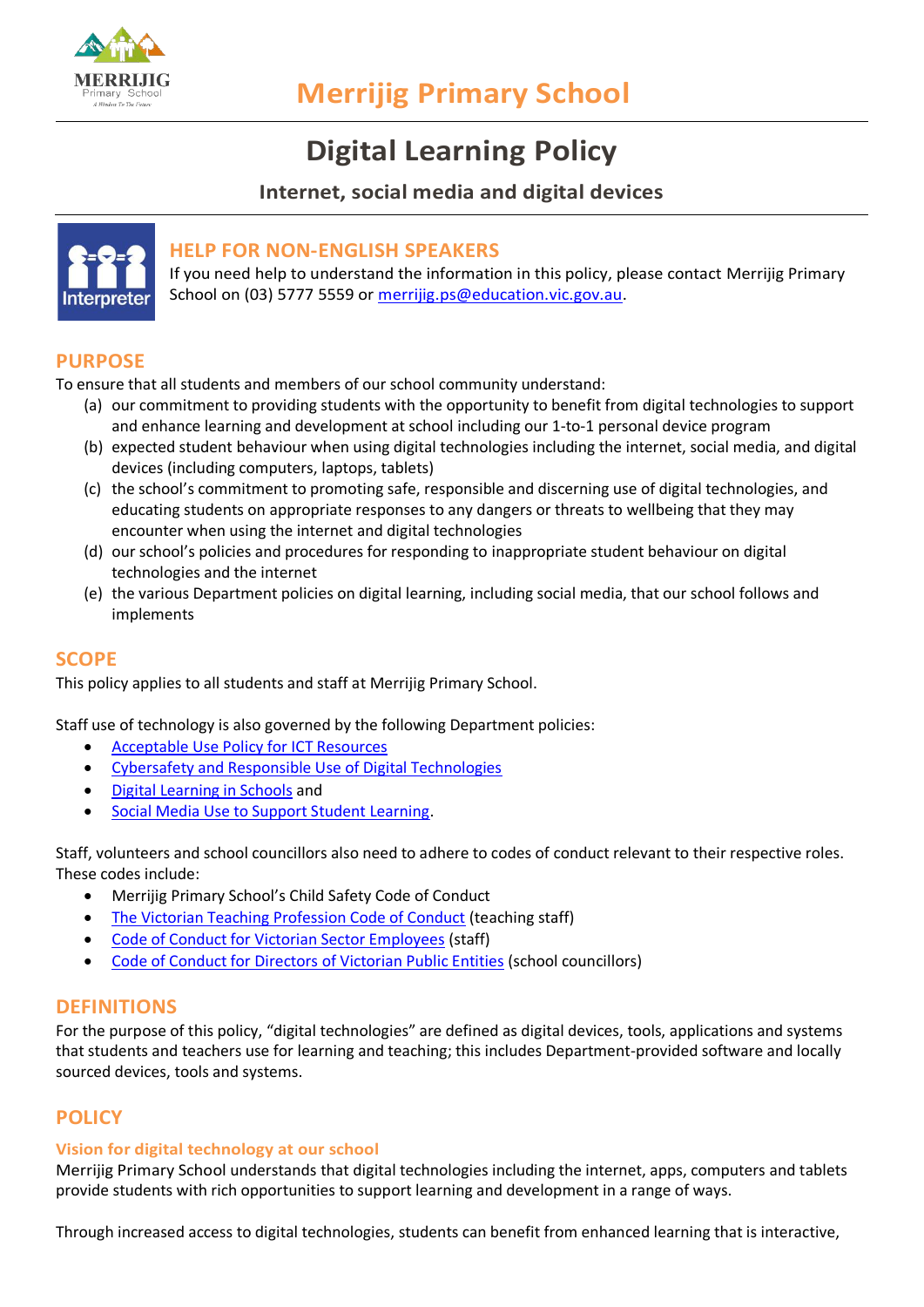# Merrijig Primary School

# Digital Learning Policy

### Internet, social media and digital devices

## HELP FOR NON-ENGLISH SPEAKERS

If you need help to understand the information in this policy, please contact Merrijig Primary School on (03) 5777 5559 or merrijig.ps@education.vic.gov.au.

## PURPOSE

To ensure that all students and members of our school community understand:

(a) our commitment to providing students with the opportunity to benefit from digital technologies to support and enhance learning and development at school including our 1-to-1 personal device program

(b) expected student behaviour when using digital technologies including the internet, social media, and digital devices (including computers, laptops, tablets)

(c) the school's commitment to promoting safe, responsible and discerning use of digital technologies, and educating students on appropriate responses to any dangers or threats to wellbeing that they may encounter when using the internet and digital technologies

(d) our school's policies and procedures for responding to inappropriate student behaviour on digital technologies and the internet

(e) the various Department policies on digital learning, including social media, that our school follows and implements

## SCOPE

This policy applies to all students and staff at Merrijig Primary School.

Staff use of technology is also governed by the following Department policies:

- Acceptable Use Policy for ICT Resources
- Cybersafety and Responsible Use of Digital Technologies
- Digital Learning in Schools and
- Social Media Use to Support Student Learning.

Staff, volunteers and school councillors also need to adhere to codes of conduct relevant to their respective roles. These codes include:

- Merrijig Primary School's Child Safety Code of Conduct
- The Victorian Teaching Profession Code of Conduct (teaching staff)
- Code of Conduct for Victorian Sector Employees (staff)
- Code of Conduct for Directors of Victorian Public Entities (school councillors)

## DEFINITIONS

For the purpose of this policy, "digital technologies" are defined as digital devices, tools, applications and systems that students and teachers use for learning and teaching; this includes Department-provided software and locally sourced devices, tools and systems.

## POLICY

### Vision for digital technology at our school

Merrijig Primary School understands that digital technologies including the internet, apps, computers and tablets provide students with rich opportunities to support learning and development in a range of ways.

Through increased access to digital technologies, students can benefit from enhanced learning that is interactive,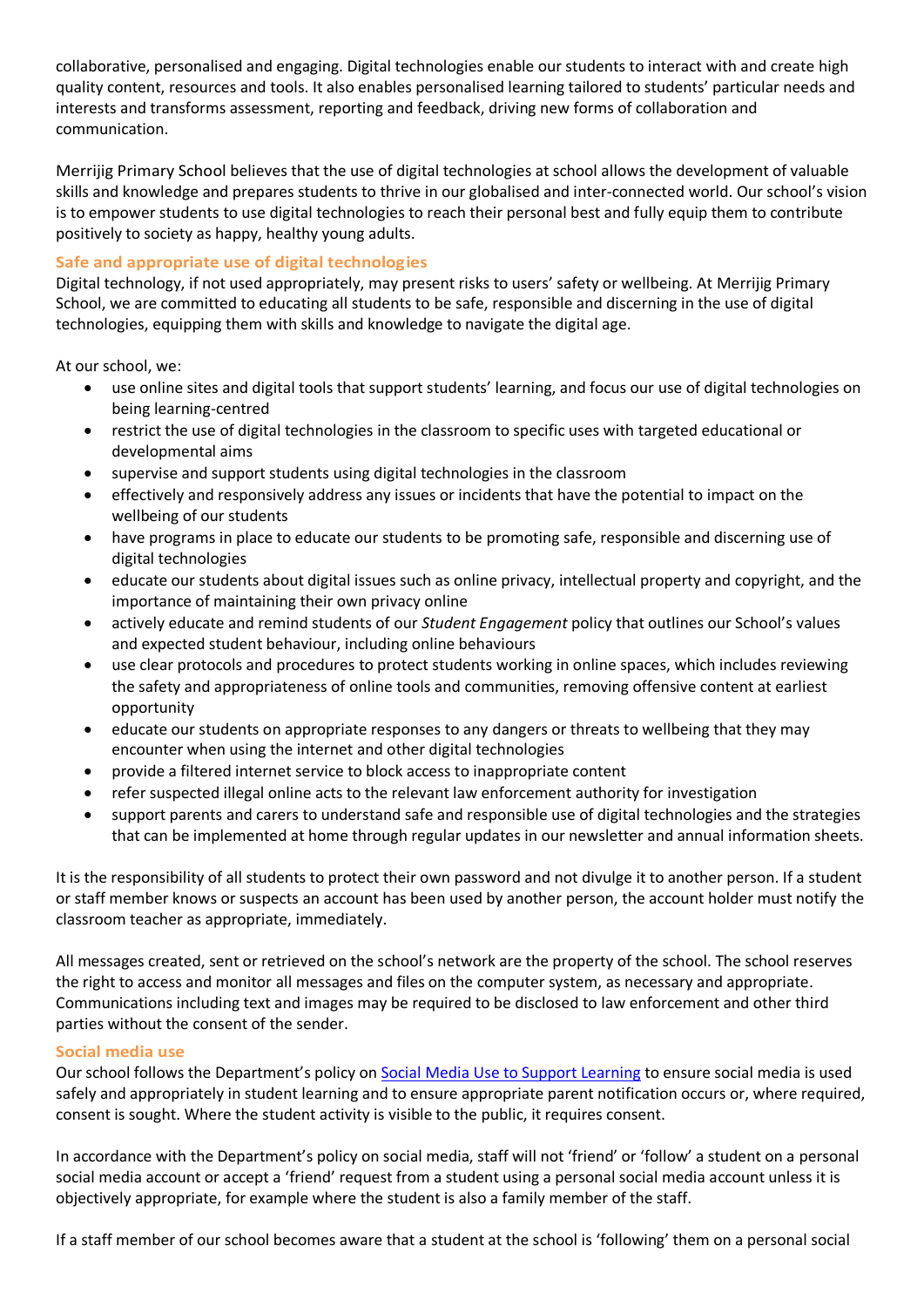collaborative, personalised and engaging. Digital technologies enable our students to interact with and create high quality content, resources and tools. It also enables personalised learning tailored to students' particular needs and interests and transforms assessment, reporting and feedback, driving new forms of collaboration and communication.

Merrijig Primary School believes that the use of digital technologies at school allows the development of valuable skills and knowledge and prepares students to thrive in our globalised and inter-connected world. Our school's vision is to empower students to use digital technologies to reach their personal best and fully equip them to contribute positively to society as happy, healthy young adults.

### Safe and appropriate use of digital technologies

Digital technology, if not used appropriately, may present risks to users' safety or wellbeing. At Merrijig Primary School, we are committed to educating all students to be safe, responsible and discerning in the use of digital technologies, equipping them with skills and knowledge to navigate the digital age.

At our school, we:

- use online sites and digital tools that support students' learning, and focus our use of digital technologies on being learning-centred
- restrict the use of digital technologies in the classroom to specific uses with targeted educational or developmental aims
- supervise and support students using digital technologies in the classroom
- effectively and responsively address any issues or incidents that have the potential to impact on the wellbeing of our students
- have programs in place to educate our students to be promoting safe, responsible and discerning use of digital technologies
- educate our students about digital issues such as online privacy, intellectual property and copyright, and the importance of maintaining their own privacy online
- actively educate and remind students of our *Student Engagement* policy that outlines our School's values and expected student behaviour, including online behaviours
- use clear protocols and procedures to protect students working in online spaces, which includes reviewing the safety and appropriateness of online tools and communities, removing offensive content at earliest opportunity
- educate our students on appropriate responses to any dangers or threats to wellbeing that they may encounter when using the internet and other digital technologies
- provide a filtered internet service to block access to inappropriate content
- refer suspected illegal online acts to the relevant law enforcement authority for investigation
- support parents and carers to understand safe and responsible use of digital technologies and the strategies that can be implemented at home through regular updates in our newsletter and annual information sheets.

It is the responsibility of all students to protect their own password and not divulge it to another person. If a student or staff member knows or suspects an account has been used by another person, the account holder must notify the classroom teacher as appropriate, immediately.

All messages created, sent or retrieved on the school's network are the property of the school. The school reserves the right to access and monitor all messages and files on the computer system, as necessary and appropriate. Communications including text and images may be required to be disclosed to law enforcement and other third parties without the consent of the sender.

### Social media use

Our school follows the Department's policy on [Social Media Use to Support Learning] to ensure social media is used safely and appropriately in student learning and to ensure appropriate parent notification occurs or, where required, consent is sought. Where the student activity is visible to the public, it requires consent.

In accordance with the Department's policy on social media, staff will not 'friend' or 'follow' a student on a personal social media account or accept a 'friend' request from a student using a personal social media account unless it is objectively appropriate, for example where the student is also a family member of the staff.

If a staff member of our school becomes aware that a student at the school is 'following' them on a personal social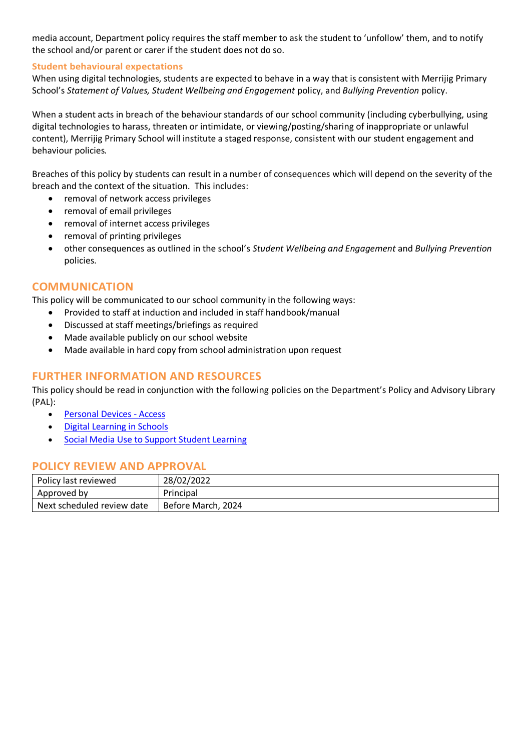media account, Department policy requires the staff member to ask the student to 'unfollow' them, and to notify the school and/or parent or carer if the student does not do so.

### Student behavioural expectations

When using digital technologies, students are expected to behave in a way that is consistent with Merrijig Primary School's *Statement of Values, Student Wellbeing and Engagement* policy, and *Bullying Prevention* policy.

When a student acts in breach of the behaviour standards of our school community (including cyberbullying, using digital technologies to harass, threaten or intimidate, or viewing/posting/sharing of inappropriate or unlawful content), Merrijig Primary School will institute a staged response, consistent with our student engagement and behaviour policies.

Breaches of this policy by students can result in a number of consequences which will depend on the severity of the breach and the context of the situation. This includes:

- removal of network access privileges
- removal of email privileges
- removal of internet access privileges
- removal of printing privileges
- other consequences as outlined in the school's *Student Wellbeing and Engagement* and *Bullying Prevention* policies.

## COMMUNICATION

This policy will be communicated to our school community in the following ways:

- Provided to staff at induction and included in staff handbook/manual
- Discussed at staff meetings/briefings as required
- Made available publicly on our school website
- Made available in hard copy from school administration upon request

## FURTHER INFORMATION AND RESOURCES

This policy should be read in conjunction with the following policies on the Department's Policy and Advisory Library (PAL):

- Personal Devices - Access
- Digital Learning in Schools
- Social Media Use to Support Student Learning

## POLICY REVIEW AND APPROVAL

| | |
|---|---|
| Policy last reviewed | 28/02/2022 |
| Approved by | Principal |
| Next scheduled review date | Before March, 2024 |